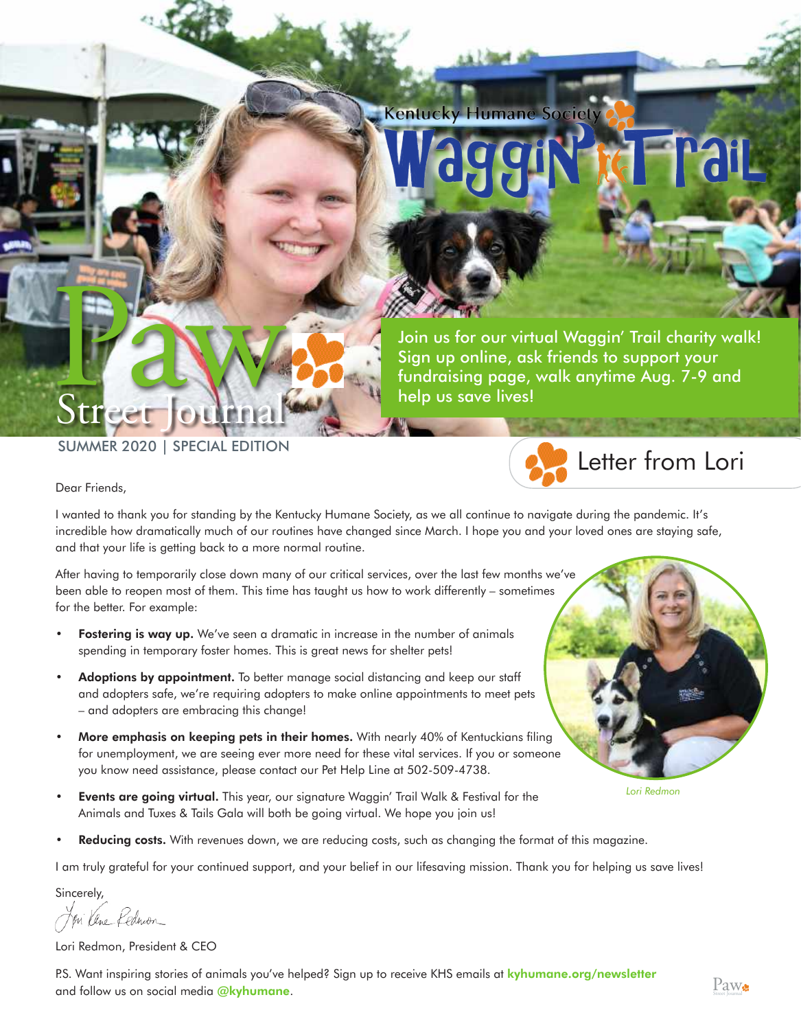# Paw Street Journal

SUMMER 2020 | SPECIAL EDITION

Kentucky Humane Society Waggin' Trail

Join us for our virtual Waggin' Trail charity walk! Sign up online, ask friends to support your fundraising page, walk anytime Aug. 7-9 and help us save lives!

## Letter from Lori

Dear Friends,

I wanted to thank you for standing by the Kentucky Humane Society, as we all continue to navigate during the pandemic. It's incredible how dramatically much of our routines have changed since March. I hope you and your loved ones are staying safe, and that your life is getting back to a more normal routine.

After having to temporarily close down many of our critical services, over the last few months we've been able to reopen most of them. This time has taught us how to work differently – sometimes for the better. For example:

- **Fostering is way up.** We've seen a dramatic in increase in the number of animals spending in temporary foster homes. This is great news for shelter pets!
- **Adoptions by appointment.** To better manage social distancing and keep our staff and adopters safe, we're requiring adopters to make online appointments to meet pets – and adopters are embracing this change!
- **More emphasis on keeping pets in their homes.** With nearly 40% of Kentuckians filing for unemployment, we are seeing ever more need for these vital services. If you or someone you know need assistance, please contact our Pet Help Line at 502-509-4738.
- **Events are going virtual.** This year, our signature Waggin' Trail Walk & Festival for the Animals and Tuxes & Tails Gala will both be going virtual. We hope you join us!
- **Reducing costs.** With revenues down, we are reducing costs, such as changing the format of this magazine.

*Lori Redmon*

I am truly grateful for your continued support, and your belief in our lifesaving mission. Thank you for helping us save lives!

Sincerely,

Lori Redmon, President & CEO

P.S. Want inspiring stories of animals you've helped? Sign up to receive KHS emails at **kyhumane.org/newsletter** and follow us on social media **@kyhumane**.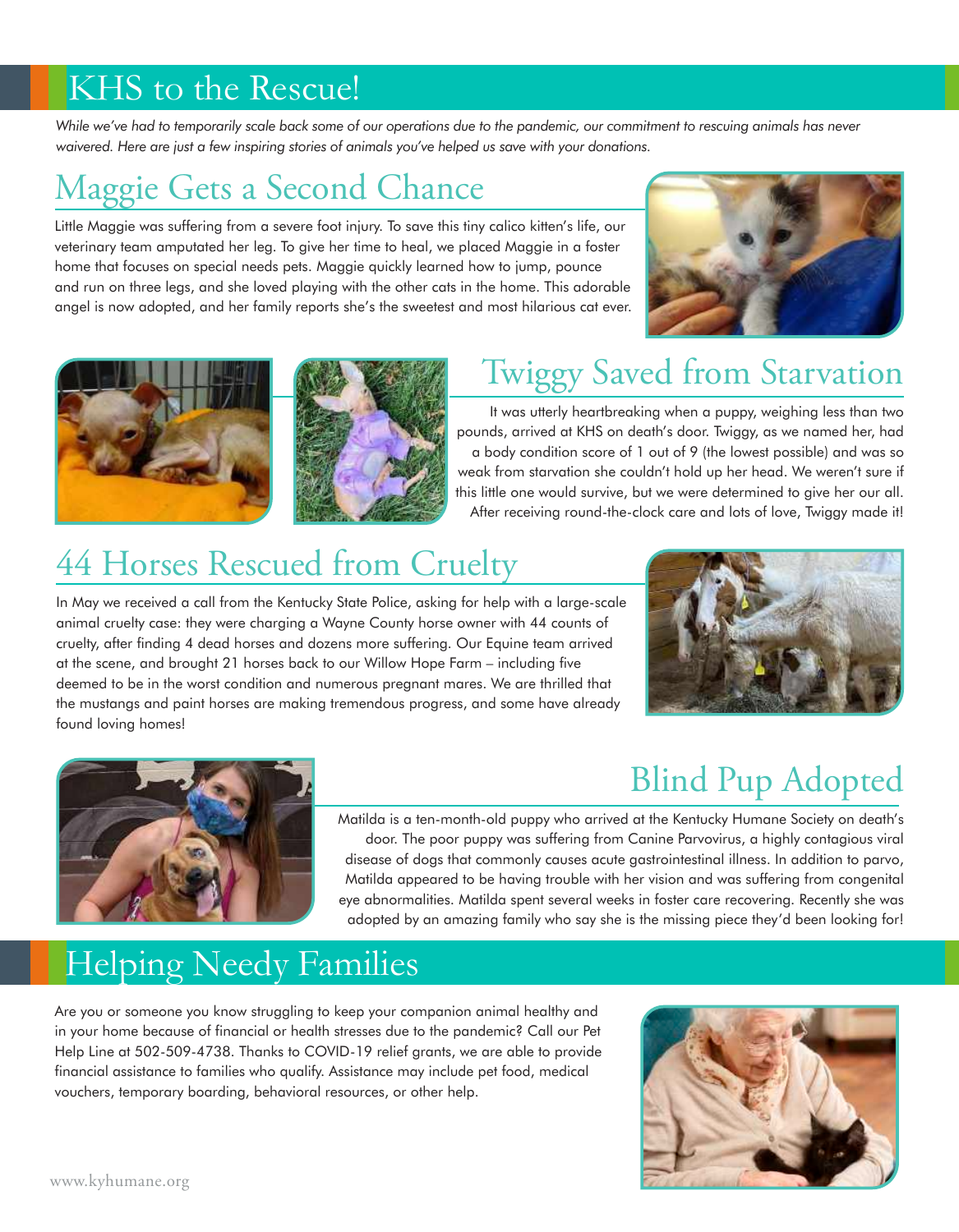# KHS to the Rescue!

*While we've had to temporarily scale back some of our operations due to the pandemic, our commitment to rescuing animals has never waivered. Here are just a few inspiring stories of animals you've helped us save with your donations.*

## Maggie Gets a Second Chance

Little Maggie was suffering from a severe foot injury. To save this tiny calico kitten's life, our veterinary team amputated her leg. To give her time to heal, we placed Maggie in a foster home that focuses on special needs pets. Maggie quickly learned how to jump, pounce and run on three legs, and she loved playing with the other cats in the home. This adorable angel is now adopted, and her family reports she's the sweetest and most hilarious cat ever.

## Twiggy Saved from Starvation

It was utterly heartbreaking when a puppy, weighing less than two pounds, arrived at KHS on death's door. Twiggy, as we named her, had a body condition score of 1 out of 9 (the lowest possible) and was so weak from starvation she couldn't hold up her head. We weren't sure if this little one would survive, but we were determined to give her our all. After receiving round-the-clock care and lots of love, Twiggy made it!

## 44 Horses Rescued from Cruelty

In May we received a call from the Kentucky State Police, asking for help with a large-scale animal cruelty case: they were charging a Wayne County horse owner with 44 counts of cruelty, after finding 4 dead horses and dozens more suffering. Our Equine team arrived at the scene, and brought 21 horses back to our Willow Hope Farm – including five deemed to be in the worst condition and numerous pregnant mares. We are thrilled that the mustangs and paint horses are making tremendous progress, and some have already found loving homes!

## Blind Pup Adopted

Matilda is a ten-month-old puppy who arrived at the Kentucky Humane Society on death's door. The poor puppy was suffering from Canine Parvovirus, a highly contagious viral disease of dogs that commonly causes acute gastrointestinal illness. In addition to parvo, Matilda appeared to be having trouble with her vision and was suffering from congenital eye abnormalities. Matilda spent several weeks in foster care recovering. Recently she was adopted by an amazing family who say she is the missing piece they'd been looking for!

# Helping Needy Families

Are you or someone you know struggling to keep your companion animal healthy and in your home because of financial or health stresses due to the pandemic? Call our Pet Help Line at 502-509-4738. Thanks to COVID-19 relief grants, we are able to provide financial assistance to families who qualify. Assistance may include pet food, medical vouchers, temporary boarding, behavioral resources, or other help.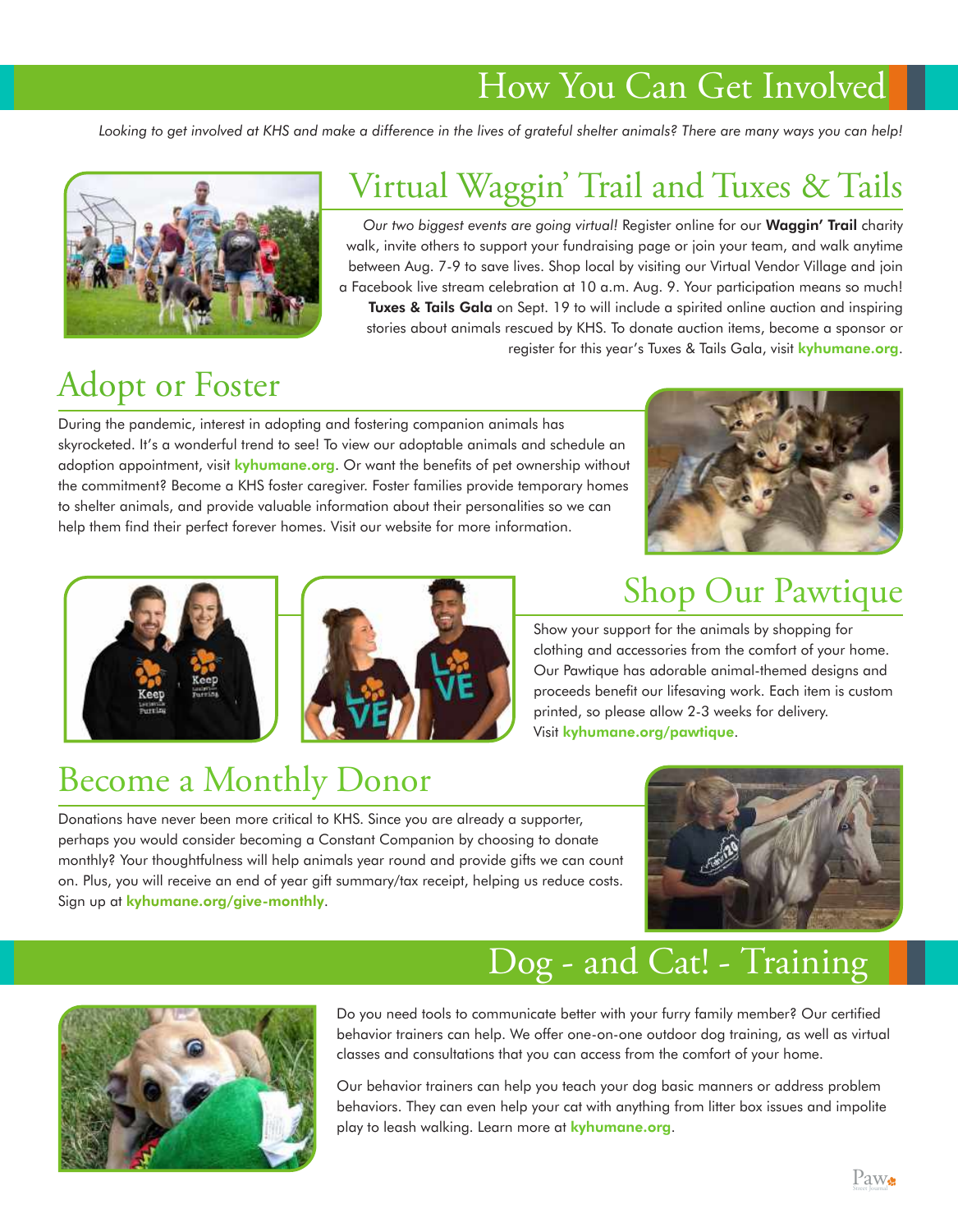# How You Can Get Involved

*Looking to get involved at KHS and make a difference in the lives of grateful shelter animals? There are many ways you can help!*

## Virtual Waggin' Trail and Tuxes & Tails

*Our two biggest events are going virtual!* Register online for our **Waggin' Trail** charity walk, invite others to support your fundraising page or join your team, and walk anytime between Aug. 7-9 to save lives. Shop local by visiting our Virtual Vendor Village and join a Facebook live stream celebration at 10 a.m. Aug. 9. Your participation means so much! **Tuxes & Tails Gala** on Sept. 19 to will include a spirited online auction and inspiring stories about animals rescued by KHS. To donate auction items, become a sponsor or register for this year's Tuxes & Tails Gala, visit **kyhumane.org**.

## Adopt or Foster

During the pandemic, interest in adopting and fostering companion animals has skyrocketed. It's a wonderful trend to see! To view our adoptable animals and schedule an adoption appointment, visit **kyhumane.org**. Or want the benefits of pet ownership without the commitment? Become a KHS foster caregiver. Foster families provide temporary homes to shelter animals, and provide valuable information about their personalities so we can help them find their perfect forever homes. Visit our website for more information.

## Shop Our Pawtique

Show your support for the animals by shopping for clothing and accessories from the comfort of your home. Our Pawtique has adorable animal-themed designs and proceeds benefit our lifesaving work. Each item is custom printed, so please allow 2-3 weeks for delivery. Visit **kyhumane.org/pawtique**.

## Become a Monthly Donor

Donations have never been more critical to KHS. Since you are already a supporter, perhaps you would consider becoming a Constant Companion by choosing to donate monthly? Your thoughtfulness will help animals year round and provide gifts we can count on. Plus, you will receive an end of year gift summary/tax receipt, helping us reduce costs. Sign up at **kyhumane.org/give-monthly**.

# Dog - and Cat! - Training

Do you need tools to communicate better with your furry family member? Our certified behavior trainers can help. We offer one-on-one outdoor dog training, as well as virtual classes and consultations that you can access from the comfort of your home.

Our behavior trainers can help you teach your dog basic manners or address problem behaviors. They can even help your cat with anything from litter box issues and impolite play to leash walking. Learn more at **kyhumane.org**.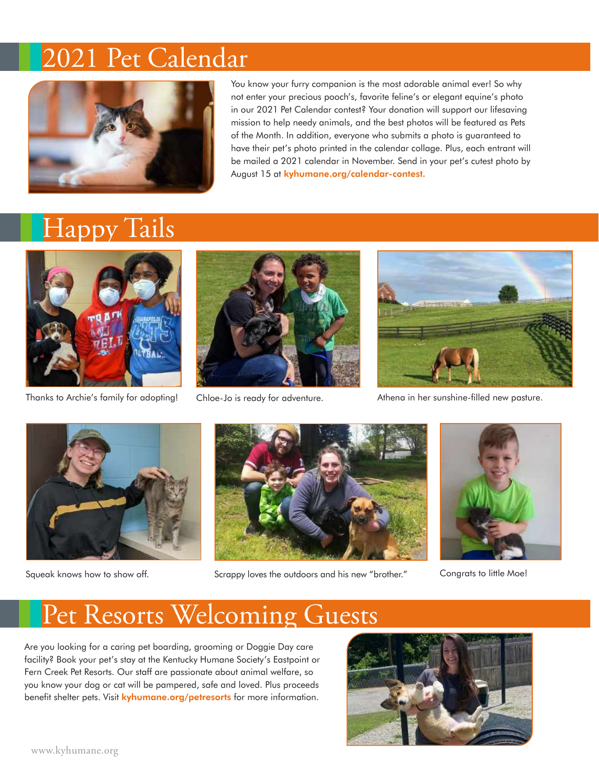# 2021 Pet Calendar

You know your furry companion is the most adorable animal ever! So why not enter your precious pooch's, favorite feline's or elegant equine's photo in our 2021 Pet Calendar contest? Your donation will support our lifesaving mission to help needy animals, and the best photos will be featured as Pets of the Month. In addition, everyone who submits a photo is guaranteed to have their pet's photo printed in the calendar collage. Plus, each entrant will be mailed a 2021 calendar in November. Send in your pet's cutest photo by August 15 at **kyhumane.org/calendar-contest.**

# Happy Tails

Thanks to Archie's family for adopting!

Chloe-Jo is ready for adventure.

Athena in her sunshine-filled new pasture.

Squeak knows how to show off.

Scrappy loves the outdoors and his new "brother."

Congrats to little Moe!

# Pet Resorts Welcoming Guests

Are you looking for a caring pet boarding, grooming or Doggie Day care facility? Book your pet's stay at the Kentucky Humane Society's Eastpoint or Fern Creek Pet Resorts. Our staff are passionate about animal welfare, so you know your dog or cat will be pampered, safe and loved. Plus proceeds benefit shelter pets. Visit **kyhumane.org/petresorts** for more information.